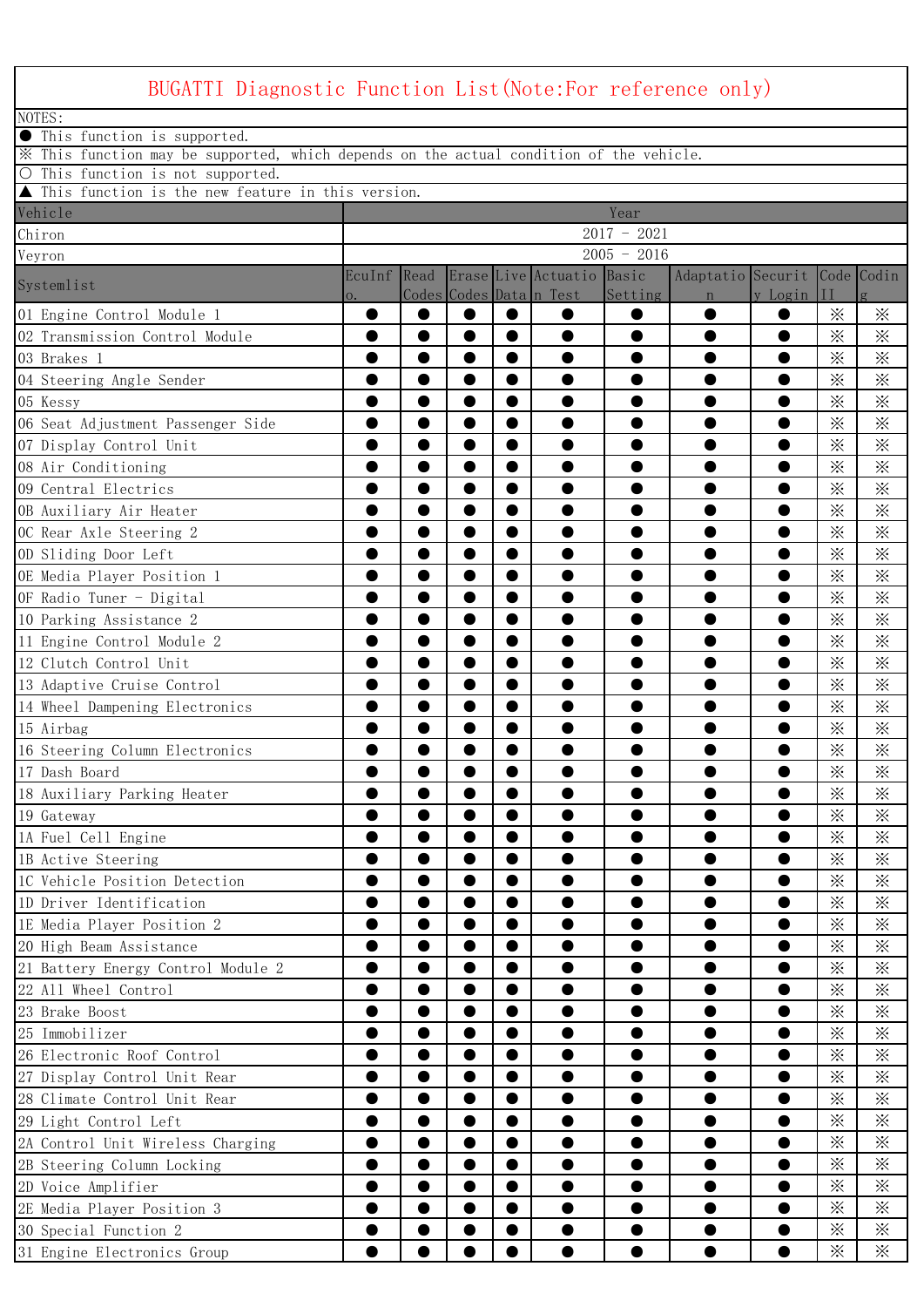# BUGATTI Diagnostic Function List(Note:For reference only)

NOTES:

● This function is supported.

※ This function may be supported, which depends on the actual condition of the vehicle.

○ This function is not supported.

▲ This function is the new feature in this version.

| Vehicle | Year |
|---|---|
| Chiron | 2017 - 2021 |
| Veyron | 2005 - 2016 |

| Systemlist | EcuInfo. | Read Codes | Erase Codes | Live Data | Actuation Test | Basic Setting | Adaptation | Security Login | Code II | Coding |
|---|---|---|---|---|---|---|---|---|---|---|
| 01 Engine Control Module 1 | ● | ● | ● | ● | ● | ● | ● | ● | ※ | ※ |
| 02 Transmission Control Module | ● | ● | ● | ● | ● | ● | ● | ● | ※ | ※ |
| 03 Brakes 1 | ● | ● | ● | ● | ● | ● | ● | ● | ※ | ※ |
| 04 Steering Angle Sender | ● | ● | ● | ● | ● | ● | ● | ● | ※ | ※ |
| 05 Kessy | ● | ● | ● | ● | ● | ● | ● | ● | ※ | ※ |
| 06 Seat Adjustment Passenger Side | ● | ● | ● | ● | ● | ● | ● | ● | ※ | ※ |
| 07 Display Control Unit | ● | ● | ● | ● | ● | ● | ● | ● | ※ | ※ |
| 08 Air Conditioning | ● | ● | ● | ● | ● | ● | ● | ● | ※ | ※ |
| 09 Central Electrics | ● | ● | ● | ● | ● | ● | ● | ● | ※ | ※ |
| 0B Auxiliary Air Heater | ● | ● | ● | ● | ● | ● | ● | ● | ※ | ※ |
| 0C Rear Axle Steering 2 | ● | ● | ● | ● | ● | ● | ● | ● | ※ | ※ |
| 0D Sliding Door Left | ● | ● | ● | ● | ● | ● | ● | ● | ※ | ※ |
| 0E Media Player Position 1 | ● | ● | ● | ● | ● | ● | ● | ● | ※ | ※ |
| 0F Radio Tuner - Digital | ● | ● | ● | ● | ● | ● | ● | ● | ※ | ※ |
| 10 Parking Assistance 2 | ● | ● | ● | ● | ● | ● | ● | ● | ※ | ※ |
| 11 Engine Control Module 2 | ● | ● | ● | ● | ● | ● | ● | ● | ※ | ※ |
| 12 Clutch Control Unit | ● | ● | ● | ● | ● | ● | ● | ● | ※ | ※ |
| 13 Adaptive Cruise Control | ● | ● | ● | ● | ● | ● | ● | ● | ※ | ※ |
| 14 Wheel Dampening Electronics | ● | ● | ● | ● | ● | ● | ● | ● | ※ | ※ |
| 15 Airbag | ● | ● | ● | ● | ● | ● | ● | ● | ※ | ※ |
| 16 Steering Column Electronics | ● | ● | ● | ● | ● | ● | ● | ● | ※ | ※ |
| 17 Dash Board | ● | ● | ● | ● | ● | ● | ● | ● | ※ | ※ |
| 18 Auxiliary Parking Heater | ● | ● | ● | ● | ● | ● | ● | ● | ※ | ※ |
| 19 Gateway | ● | ● | ● | ● | ● | ● | ● | ● | ※ | ※ |
| 1A Fuel Cell Engine | ● | ● | ● | ● | ● | ● | ● | ● | ※ | ※ |
| 1B Active Steering | ● | ● | ● | ● | ● | ● | ● | ● | ※ | ※ |
| 1C Vehicle Position Detection | ● | ● | ● | ● | ● | ● | ● | ● | ※ | ※ |
| 1D Driver Identification | ● | ● | ● | ● | ● | ● | ● | ● | ※ | ※ |
| 1E Media Player Position 2 | ● | ● | ● | ● | ● | ● | ● | ● | ※ | ※ |
| 20 High Beam Assistance | ● | ● | ● | ● | ● | ● | ● | ● | ※ | ※ |
| 21 Battery Energy Control Module 2 | ● | ● | ● | ● | ● | ● | ● | ● | ※ | ※ |
| 22 All Wheel Control | ● | ● | ● | ● | ● | ● | ● | ● | ※ | ※ |
| 23 Brake Boost | ● | ● | ● | ● | ● | ● | ● | ● | ※ | ※ |
| 25 Immobilizer | ● | ● | ● | ● | ● | ● | ● | ● | ※ | ※ |
| 26 Electronic Roof Control | ● | ● | ● | ● | ● | ● | ● | ● | ※ | ※ |
| 27 Display Control Unit Rear | ● | ● | ● | ● | ● | ● | ● | ● | ※ | ※ |
| 28 Climate Control Unit Rear | ● | ● | ● | ● | ● | ● | ● | ● | ※ | ※ |
| 29 Light Control Left | ● | ● | ● | ● | ● | ● | ● | ● | ※ | ※ |
| 2A Control Unit Wireless Charging | ● | ● | ● | ● | ● | ● | ● | ● | ※ | ※ |
| 2B Steering Column Locking | ● | ● | ● | ● | ● | ● | ● | ● | ※ | ※ |
| 2D Voice Amplifier | ● | ● | ● | ● | ● | ● | ● | ● | ※ | ※ |
| 2E Media Player Position 3 | ● | ● | ● | ● | ● | ● | ● | ● | ※ | ※ |
| 30 Special Function 2 | ● | ● | ● | ● | ● | ● | ● | ● | ※ | ※ |
| 31 Engine Electronics Group | ● | ● | ● | ● | ● | ● | ● | ● | ※ | ※ |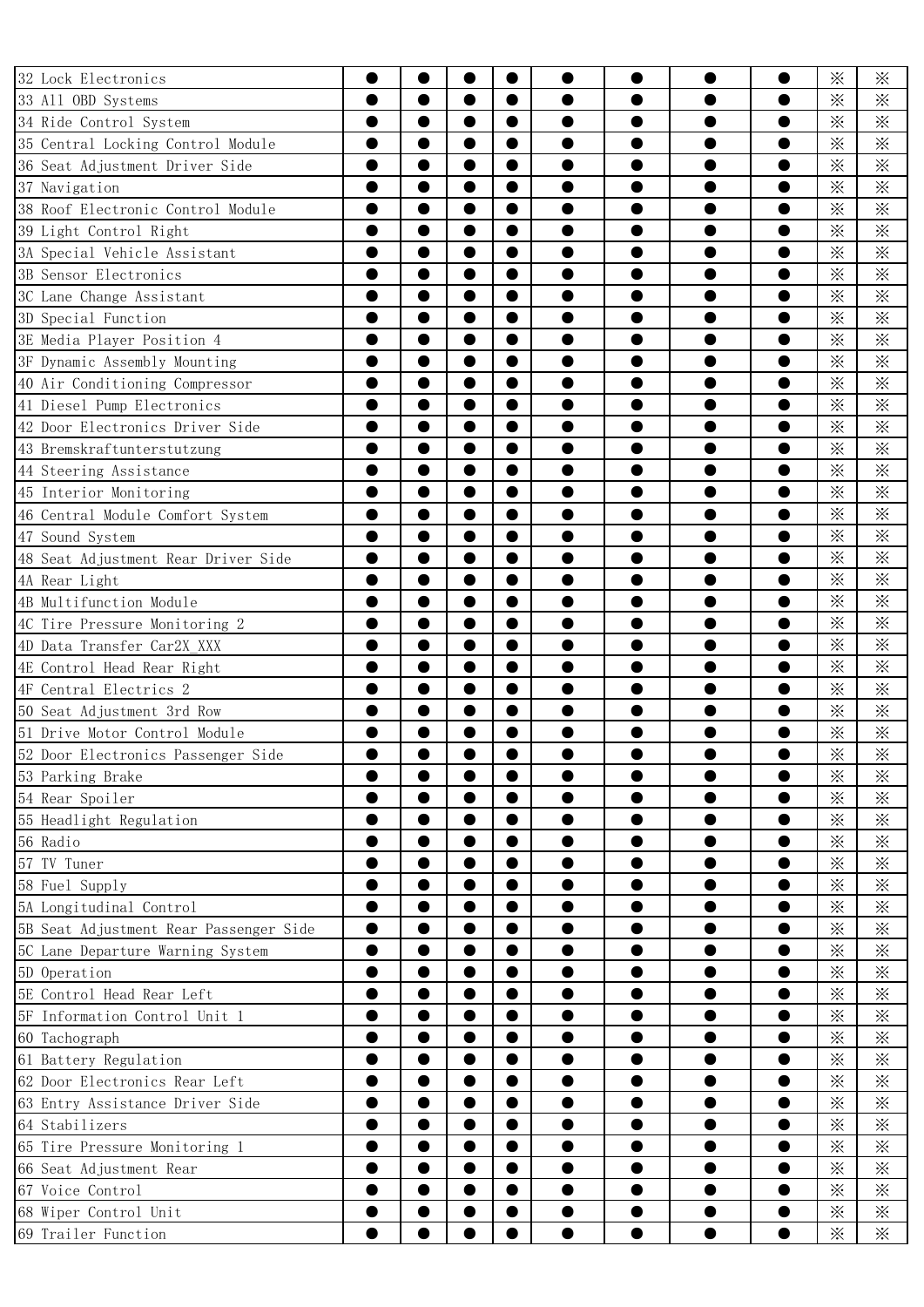| | | | | | | | | | | |
|---|---|---|---|---|---|---|---|---|---|---|
| 32 Lock Electronics | ● | ● | ● | ● | ● | ● | ● | ● | ※ | ※ |
| 33 All OBD Systems | ● | ● | ● | ● | ● | ● | ● | ● | ※ | ※ |
| 34 Ride Control System | ● | ● | ● | ● | ● | ● | ● | ● | ※ | ※ |
| 35 Central Locking Control Module | ● | ● | ● | ● | ● | ● | ● | ● | ※ | ※ |
| 36 Seat Adjustment Driver Side | ● | ● | ● | ● | ● | ● | ● | ● | ※ | ※ |
| 37 Navigation | ● | ● | ● | ● | ● | ● | ● | ● | ※ | ※ |
| 38 Roof Electronic Control Module | ● | ● | ● | ● | ● | ● | ● | ● | ※ | ※ |
| 39 Light Control Right | ● | ● | ● | ● | ● | ● | ● | ● | ※ | ※ |
| 3A Special Vehicle Assistant | ● | ● | ● | ● | ● | ● | ● | ● | ※ | ※ |
| 3B Sensor Electronics | ● | ● | ● | ● | ● | ● | ● | ● | ※ | ※ |
| 3C Lane Change Assistant | ● | ● | ● | ● | ● | ● | ● | ● | ※ | ※ |
| 3D Special Function | ● | ● | ● | ● | ● | ● | ● | ● | ※ | ※ |
| 3E Media Player Position 4 | ● | ● | ● | ● | ● | ● | ● | ● | ※ | ※ |
| 3F Dynamic Assembly Mounting | ● | ● | ● | ● | ● | ● | ● | ● | ※ | ※ |
| 40 Air Conditioning Compressor | ● | ● | ● | ● | ● | ● | ● | ● | ※ | ※ |
| 41 Diesel Pump Electronics | ● | ● | ● | ● | ● | ● | ● | ● | ※ | ※ |
| 42 Door Electronics Driver Side | ● | ● | ● | ● | ● | ● | ● | ● | ※ | ※ |
| 43 Bremskraftunterstutzung | ● | ● | ● | ● | ● | ● | ● | ● | ※ | ※ |
| 44 Steering Assistance | ● | ● | ● | ● | ● | ● | ● | ● | ※ | ※ |
| 45 Interior Monitoring | ● | ● | ● | ● | ● | ● | ● | ● | ※ | ※ |
| 46 Central Module Comfort System | ● | ● | ● | ● | ● | ● | ● | ● | ※ | ※ |
| 47 Sound System | ● | ● | ● | ● | ● | ● | ● | ● | ※ | ※ |
| 48 Seat Adjustment Rear Driver Side | ● | ● | ● | ● | ● | ● | ● | ● | ※ | ※ |
| 4A Rear Light | ● | ● | ● | ● | ● | ● | ● | ● | ※ | ※ |
| 4B Multifunction Module | ● | ● | ● | ● | ● | ● | ● | ● | ※ | ※ |
| 4C Tire Pressure Monitoring 2 | ● | ● | ● | ● | ● | ● | ● | ● | ※ | ※ |
| 4D Data Transfer Car2X_XXX | ● | ● | ● | ● | ● | ● | ● | ● | ※ | ※ |
| 4E Control Head Rear Right | ● | ● | ● | ● | ● | ● | ● | ● | ※ | ※ |
| 4F Central Electrics 2 | ● | ● | ● | ● | ● | ● | ● | ● | ※ | ※ |
| 50 Seat Adjustment 3rd Row | ● | ● | ● | ● | ● | ● | ● | ● | ※ | ※ |
| 51 Drive Motor Control Module | ● | ● | ● | ● | ● | ● | ● | ● | ※ | ※ |
| 52 Door Electronics Passenger Side | ● | ● | ● | ● | ● | ● | ● | ● | ※ | ※ |
| 53 Parking Brake | ● | ● | ● | ● | ● | ● | ● | ● | ※ | ※ |
| 54 Rear Spoiler | ● | ● | ● | ● | ● | ● | ● | ● | ※ | ※ |
| 55 Headlight Regulation | ● | ● | ● | ● | ● | ● | ● | ● | ※ | ※ |
| 56 Radio | ● | ● | ● | ● | ● | ● | ● | ● | ※ | ※ |
| 57 TV Tuner | ● | ● | ● | ● | ● | ● | ● | ● | ※ | ※ |
| 58 Fuel Supply | ● | ● | ● | ● | ● | ● | ● | ● | ※ | ※ |
| 5A Longitudinal Control | ● | ● | ● | ● | ● | ● | ● | ● | ※ | ※ |
| 5B Seat Adjustment Rear Passenger Side | ● | ● | ● | ● | ● | ● | ● | ● | ※ | ※ |
| 5C Lane Departure Warning System | ● | ● | ● | ● | ● | ● | ● | ● | ※ | ※ |
| 5D Operation | ● | ● | ● | ● | ● | ● | ● | ● | ※ | ※ |
| 5E Control Head Rear Left | ● | ● | ● | ● | ● | ● | ● | ● | ※ | ※ |
| 5F Information Control Unit 1 | ● | ● | ● | ● | ● | ● | ● | ● | ※ | ※ |
| 60 Tachograph | ● | ● | ● | ● | ● | ● | ● | ● | ※ | ※ |
| 61 Battery Regulation | ● | ● | ● | ● | ● | ● | ● | ● | ※ | ※ |
| 62 Door Electronics Rear Left | ● | ● | ● | ● | ● | ● | ● | ● | ※ | ※ |
| 63 Entry Assistance Driver Side | ● | ● | ● | ● | ● | ● | ● | ● | ※ | ※ |
| 64 Stabilizers | ● | ● | ● | ● | ● | ● | ● | ● | ※ | ※ |
| 65 Tire Pressure Monitoring 1 | ● | ● | ● | ● | ● | ● | ● | ● | ※ | ※ |
| 66 Seat Adjustment Rear | ● | ● | ● | ● | ● | ● | ● | ● | ※ | ※ |
| 67 Voice Control | ● | ● | ● | ● | ● | ● | ● | ● | ※ | ※ |
| 68 Wiper Control Unit | ● | ● | ● | ● | ● | ● | ● | ● | ※ | ※ |
| 69 Trailer Function | ● | ● | ● | ● | ● | ● | ● | ● | ※ | ※ |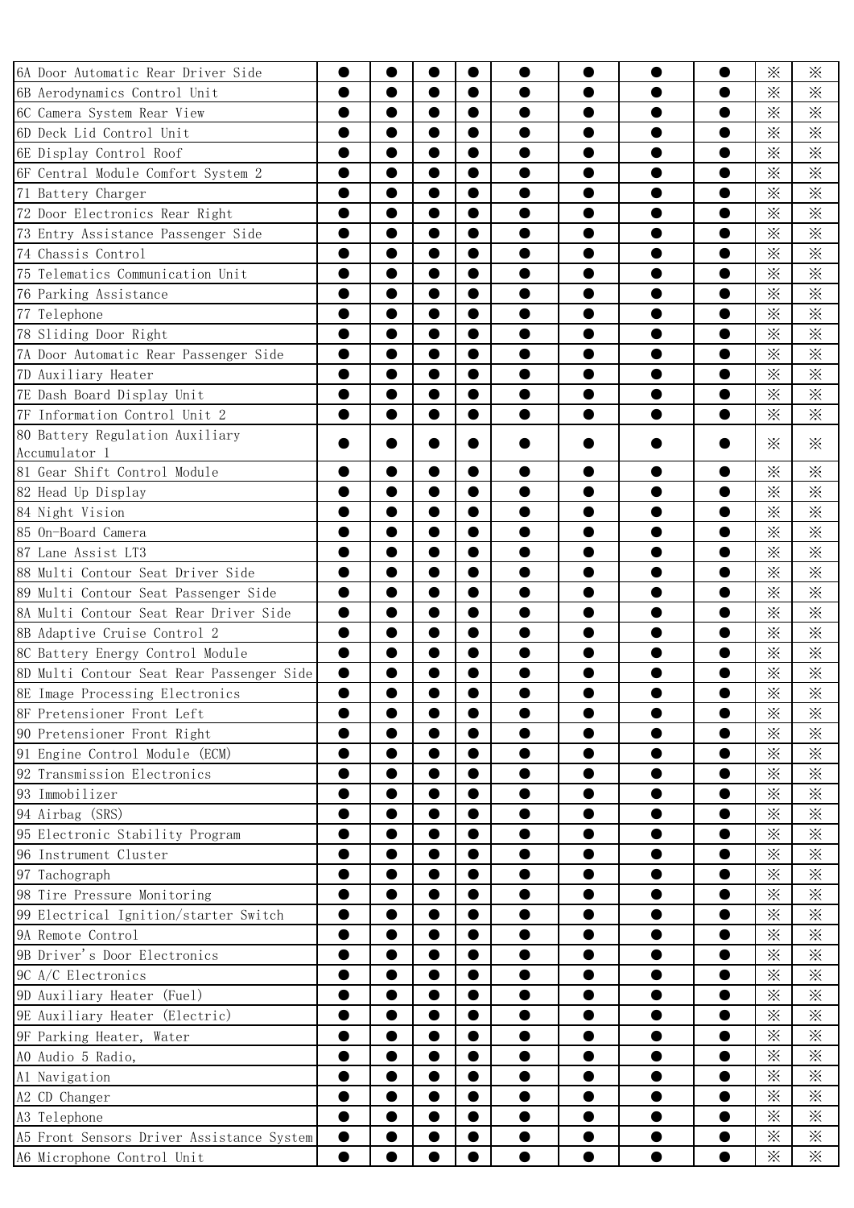| | | | | | | | | | | |
|---|---|---|---|---|---|---|---|---|---|---|
| 6A Door Automatic Rear Driver Side | ● | ● | ● | ● | ● | ● | ● | ● | ※ | ※ |
| 6B Aerodynamics Control Unit | ● | ● | ● | ● | ● | ● | ● | ● | ※ | ※ |
| 6C Camera System Rear View | ● | ● | ● | ● | ● | ● | ● | ● | ※ | ※ |
| 6D Deck Lid Control Unit | ● | ● | ● | ● | ● | ● | ● | ● | ※ | ※ |
| 6E Display Control Roof | ● | ● | ● | ● | ● | ● | ● | ● | ※ | ※ |
| 6F Central Module Comfort System 2 | ● | ● | ● | ● | ● | ● | ● | ● | ※ | ※ |
| 71 Battery Charger | ● | ● | ● | ● | ● | ● | ● | ● | ※ | ※ |
| 72 Door Electronics Rear Right | ● | ● | ● | ● | ● | ● | ● | ● | ※ | ※ |
| 73 Entry Assistance Passenger Side | ● | ● | ● | ● | ● | ● | ● | ● | ※ | ※ |
| 74 Chassis Control | ● | ● | ● | ● | ● | ● | ● | ● | ※ | ※ |
| 75 Telematics Communication Unit | ● | ● | ● | ● | ● | ● | ● | ● | ※ | ※ |
| 76 Parking Assistance | ● | ● | ● | ● | ● | ● | ● | ● | ※ | ※ |
| 77 Telephone | ● | ● | ● | ● | ● | ● | ● | ● | ※ | ※ |
| 78 Sliding Door Right | ● | ● | ● | ● | ● | ● | ● | ● | ※ | ※ |
| 7A Door Automatic Rear Passenger Side | ● | ● | ● | ● | ● | ● | ● | ● | ※ | ※ |
| 7D Auxiliary Heater | ● | ● | ● | ● | ● | ● | ● | ● | ※ | ※ |
| 7E Dash Board Display Unit | ● | ● | ● | ● | ● | ● | ● | ● | ※ | ※ |
| 7F Information Control Unit 2 | ● | ● | ● | ● | ● | ● | ● | ● | ※ | ※ |
| 80 Battery Regulation Auxiliary Accumulator 1 | ● | ● | ● | ● | ● | ● | ● | ● | ※ | ※ |
| 81 Gear Shift Control Module | ● | ● | ● | ● | ● | ● | ● | ● | ※ | ※ |
| 82 Head Up Display | ● | ● | ● | ● | ● | ● | ● | ● | ※ | ※ |
| 84 Night Vision | ● | ● | ● | ● | ● | ● | ● | ● | ※ | ※ |
| 85 On-Board Camera | ● | ● | ● | ● | ● | ● | ● | ● | ※ | ※ |
| 87 Lane Assist LT3 | ● | ● | ● | ● | ● | ● | ● | ● | ※ | ※ |
| 88 Multi Contour Seat Driver Side | ● | ● | ● | ● | ● | ● | ● | ● | ※ | ※ |
| 89 Multi Contour Seat Passenger Side | ● | ● | ● | ● | ● | ● | ● | ● | ※ | ※ |
| 8A Multi Contour Seat Rear Driver Side | ● | ● | ● | ● | ● | ● | ● | ● | ※ | ※ |
| 8B Adaptive Cruise Control 2 | ● | ● | ● | ● | ● | ● | ● | ● | ※ | ※ |
| 8C Battery Energy Control Module | ● | ● | ● | ● | ● | ● | ● | ● | ※ | ※ |
| 8D Multi Contour Seat Rear Passenger Side | ● | ● | ● | ● | ● | ● | ● | ● | ※ | ※ |
| 8E Image Processing Electronics | ● | ● | ● | ● | ● | ● | ● | ● | ※ | ※ |
| 8F Pretensioner Front Left | ● | ● | ● | ● | ● | ● | ● | ● | ※ | ※ |
| 90 Pretensioner Front Right | ● | ● | ● | ● | ● | ● | ● | ● | ※ | ※ |
| 91 Engine Control Module (ECM) | ● | ● | ● | ● | ● | ● | ● | ● | ※ | ※ |
| 92 Transmission Electronics | ● | ● | ● | ● | ● | ● | ● | ● | ※ | ※ |
| 93 Immobilizer | ● | ● | ● | ● | ● | ● | ● | ● | ※ | ※ |
| 94 Airbag (SRS) | ● | ● | ● | ● | ● | ● | ● | ● | ※ | ※ |
| 95 Electronic Stability Program | ● | ● | ● | ● | ● | ● | ● | ● | ※ | ※ |
| 96 Instrument Cluster | ● | ● | ● | ● | ● | ● | ● | ● | ※ | ※ |
| 97 Tachograph | ● | ● | ● | ● | ● | ● | ● | ● | ※ | ※ |
| 98 Tire Pressure Monitoring | ● | ● | ● | ● | ● | ● | ● | ● | ※ | ※ |
| 99 Electrical Ignition/starter Switch | ● | ● | ● | ● | ● | ● | ● | ● | ※ | ※ |
| 9A Remote Control | ● | ● | ● | ● | ● | ● | ● | ● | ※ | ※ |
| 9B Driver's Door Electronics | ● | ● | ● | ● | ● | ● | ● | ● | ※ | ※ |
| 9C A/C Electronics | ● | ● | ● | ● | ● | ● | ● | ● | ※ | ※ |
| 9D Auxiliary Heater (Fuel) | ● | ● | ● | ● | ● | ● | ● | ● | ※ | ※ |
| 9E Auxiliary Heater (Electric) | ● | ● | ● | ● | ● | ● | ● | ● | ※ | ※ |
| 9F Parking Heater, Water | ● | ● | ● | ● | ● | ● | ● | ● | ※ | ※ |
| A0 Audio 5 Radio, | ● | ● | ● | ● | ● | ● | ● | ● | ※ | ※ |
| A1 Navigation | ● | ● | ● | ● | ● | ● | ● | ● | ※ | ※ |
| A2 CD Changer | ● | ● | ● | ● | ● | ● | ● | ● | ※ | ※ |
| A3 Telephone | ● | ● | ● | ● | ● | ● | ● | ● | ※ | ※ |
| A5 Front Sensors Driver Assistance System | ● | ● | ● | ● | ● | ● | ● | ● | ※ | ※ |
| A6 Microphone Control Unit | ● | ● | ● | ● | ● | ● | ● | ● | ※ | ※ |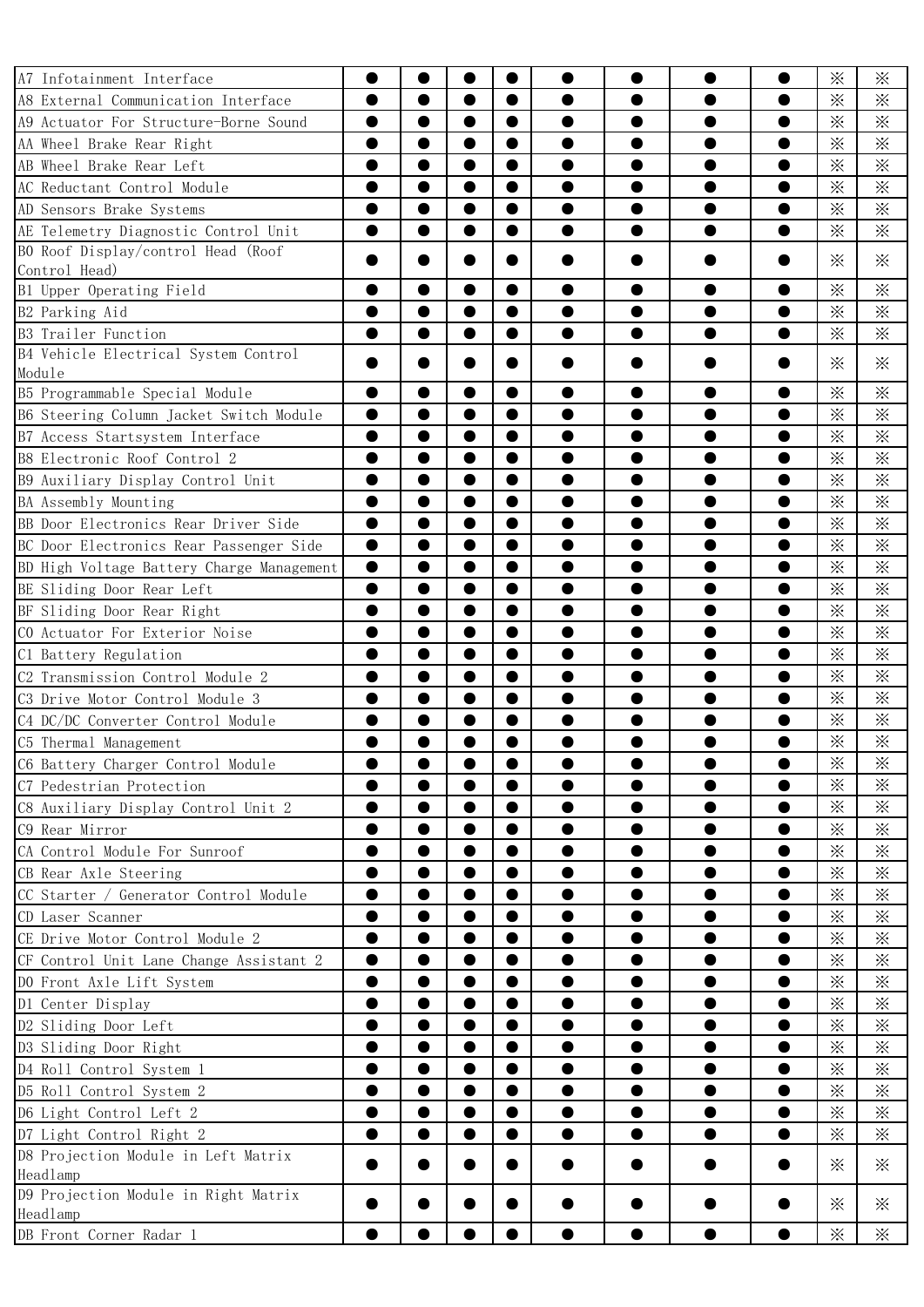| | | | | | | | | | | |
|---|---|---|---|---|---|---|---|---|---|---|
| A7 Infotainment Interface | ● | ● | ● | ● | ● | ● | ● | ● | ※ | ※ |
| A8 External Communication Interface | ● | ● | ● | ● | ● | ● | ● | ● | ※ | ※ |
| A9 Actuator For Structure-Borne Sound | ● | ● | ● | ● | ● | ● | ● | ● | ※ | ※ |
| AA Wheel Brake Rear Right | ● | ● | ● | ● | ● | ● | ● | ● | ※ | ※ |
| AB Wheel Brake Rear Left | ● | ● | ● | ● | ● | ● | ● | ● | ※ | ※ |
| AC Reductant Control Module | ● | ● | ● | ● | ● | ● | ● | ● | ※ | ※ |
| AD Sensors Brake Systems | ● | ● | ● | ● | ● | ● | ● | ● | ※ | ※ |
| AE Telemetry Diagnostic Control Unit | ● | ● | ● | ● | ● | ● | ● | ● | ※ | ※ |
| B0 Roof Display/control Head (Roof Control Head) | ● | ● | ● | ● | ● | ● | ● | ● | ※ | ※ |
| B1 Upper Operating Field | ● | ● | ● | ● | ● | ● | ● | ● | ※ | ※ |
| B2 Parking Aid | ● | ● | ● | ● | ● | ● | ● | ● | ※ | ※ |
| B3 Trailer Function | ● | ● | ● | ● | ● | ● | ● | ● | ※ | ※ |
| B4 Vehicle Electrical System Control Module | ● | ● | ● | ● | ● | ● | ● | ● | ※ | ※ |
| B5 Programmable Special Module | ● | ● | ● | ● | ● | ● | ● | ● | ※ | ※ |
| B6 Steering Column Jacket Switch Module | ● | ● | ● | ● | ● | ● | ● | ● | ※ | ※ |
| B7 Access Startsystem Interface | ● | ● | ● | ● | ● | ● | ● | ● | ※ | ※ |
| B8 Electronic Roof Control 2 | ● | ● | ● | ● | ● | ● | ● | ● | ※ | ※ |
| B9 Auxiliary Display Control Unit | ● | ● | ● | ● | ● | ● | ● | ● | ※ | ※ |
| BA Assembly Mounting | ● | ● | ● | ● | ● | ● | ● | ● | ※ | ※ |
| BB Door Electronics Rear Driver Side | ● | ● | ● | ● | ● | ● | ● | ● | ※ | ※ |
| BC Door Electronics Rear Passenger Side | ● | ● | ● | ● | ● | ● | ● | ● | ※ | ※ |
| BD High Voltage Battery Charge Management | ● | ● | ● | ● | ● | ● | ● | ● | ※ | ※ |
| BE Sliding Door Rear Left | ● | ● | ● | ● | ● | ● | ● | ● | ※ | ※ |
| BF Sliding Door Rear Right | ● | ● | ● | ● | ● | ● | ● | ● | ※ | ※ |
| C0 Actuator For Exterior Noise | ● | ● | ● | ● | ● | ● | ● | ● | ※ | ※ |
| C1 Battery Regulation | ● | ● | ● | ● | ● | ● | ● | ● | ※ | ※ |
| C2 Transmission Control Module 2 | ● | ● | ● | ● | ● | ● | ● | ● | ※ | ※ |
| C3 Drive Motor Control Module 3 | ● | ● | ● | ● | ● | ● | ● | ● | ※ | ※ |
| C4 DC/DC Converter Control Module | ● | ● | ● | ● | ● | ● | ● | ● | ※ | ※ |
| C5 Thermal Management | ● | ● | ● | ● | ● | ● | ● | ● | ※ | ※ |
| C6 Battery Charger Control Module | ● | ● | ● | ● | ● | ● | ● | ● | ※ | ※ |
| C7 Pedestrian Protection | ● | ● | ● | ● | ● | ● | ● | ● | ※ | ※ |
| C8 Auxiliary Display Control Unit 2 | ● | ● | ● | ● | ● | ● | ● | ● | ※ | ※ |
| C9 Rear Mirror | ● | ● | ● | ● | ● | ● | ● | ● | ※ | ※ |
| CA Control Module For Sunroof | ● | ● | ● | ● | ● | ● | ● | ● | ※ | ※ |
| CB Rear Axle Steering | ● | ● | ● | ● | ● | ● | ● | ● | ※ | ※ |
| CC Starter / Generator Control Module | ● | ● | ● | ● | ● | ● | ● | ● | ※ | ※ |
| CD Laser Scanner | ● | ● | ● | ● | ● | ● | ● | ● | ※ | ※ |
| CE Drive Motor Control Module 2 | ● | ● | ● | ● | ● | ● | ● | ● | ※ | ※ |
| CF Control Unit Lane Change Assistant 2 | ● | ● | ● | ● | ● | ● | ● | ● | ※ | ※ |
| D0 Front Axle Lift System | ● | ● | ● | ● | ● | ● | ● | ● | ※ | ※ |
| D1 Center Display | ● | ● | ● | ● | ● | ● | ● | ● | ※ | ※ |
| D2 Sliding Door Left | ● | ● | ● | ● | ● | ● | ● | ● | ※ | ※ |
| D3 Sliding Door Right | ● | ● | ● | ● | ● | ● | ● | ● | ※ | ※ |
| D4 Roll Control System 1 | ● | ● | ● | ● | ● | ● | ● | ● | ※ | ※ |
| D5 Roll Control System 2 | ● | ● | ● | ● | ● | ● | ● | ● | ※ | ※ |
| D6 Light Control Left 2 | ● | ● | ● | ● | ● | ● | ● | ● | ※ | ※ |
| D7 Light Control Right 2 | ● | ● | ● | ● | ● | ● | ● | ● | ※ | ※ |
| D8 Projection Module in Left Matrix Headlamp | ● | ● | ● | ● | ● | ● | ● | ● | ※ | ※ |
| D9 Projection Module in Right Matrix Headlamp | ● | ● | ● | ● | ● | ● | ● | ● | ※ | ※ |
| DB Front Corner Radar 1 | ● | ● | ● | ● | ● | ● | ● | ● | ※ | ※ |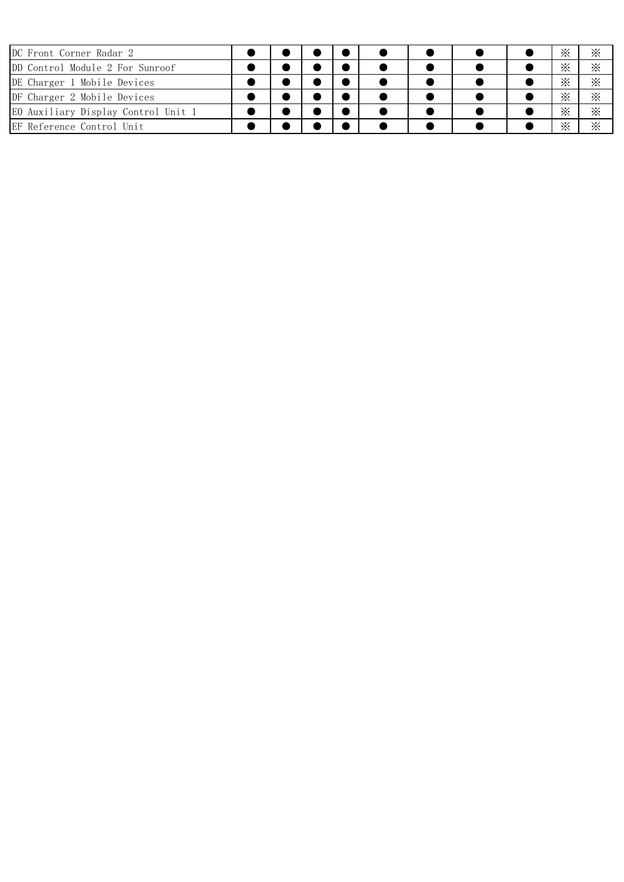| | | | | | | | | | | |
|---|---|---|---|---|---|---|---|---|---|---|
| DC Front Corner Radar 2 | ● | ● | ● | ● | ● | ● | ● | ● | ※ | ※ |
| DD Control Module 2 For Sunroof | ● | ● | ● | ● | ● | ● | ● | ● | ※ | ※ |
| DE Charger 1 Mobile Devices | ● | ● | ● | ● | ● | ● | ● | ● | ※ | ※ |
| DF Charger 2 Mobile Devices | ● | ● | ● | ● | ● | ● | ● | ● | ※ | ※ |
| E0 Auxiliary Display Control Unit 1 | ● | ● | ● | ● | ● | ● | ● | ● | ※ | ※ |
| EF Reference Control Unit | ● | ● | ● | ● | ● | ● | ● | ● | ※ | ※ |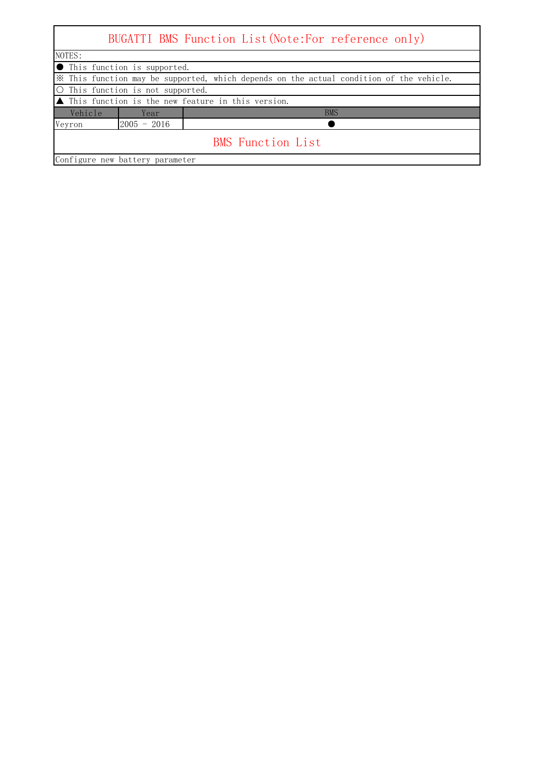# BUGATTI BMS Function List(Note:For reference only)

NOTES:

● This function is supported.

※ This function may be supported, which depends on the actual condition of the vehicle.

○ This function is not supported.

▲ This function is the new feature in this version.

| Vehicle | Year | BMS |
|---|---|---|
| Veyron | 2005 - 2016 | ● |

## BMS Function List

Configure new battery parameter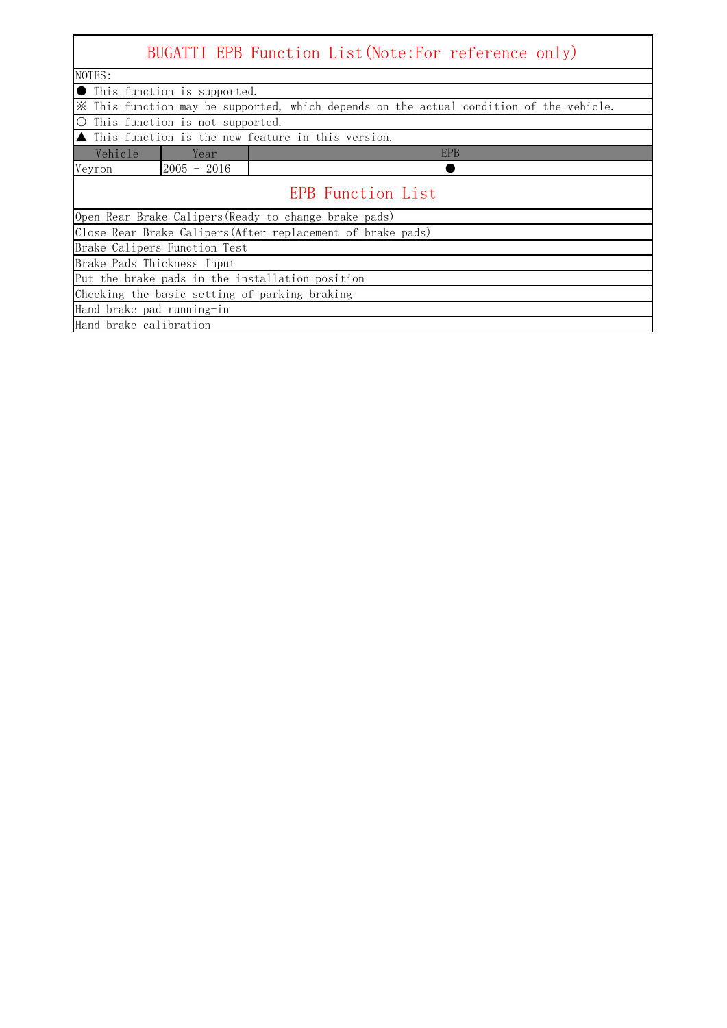# BUGATTI EPB Function List(Note:For reference only)

NOTES:

● This function is supported.

※ This function may be supported, which depends on the actual condition of the vehicle.

○ This function is not supported.

▲ This function is the new feature in this version.

| Vehicle | Year | EPB |
|---|---|---|
| Veyron | 2005 - 2016 | ● |

## EPB Function List

| EPB Function List |
|---|
| Open Rear Brake Calipers(Ready to change brake pads) |
| Close Rear Brake Calipers(After replacement of brake pads) |
| Brake Calipers Function Test |
| Brake Pads Thickness Input |
| Put the brake pads in the installation position |
| Checking the basic setting of parking braking |
| Hand brake pad running-in |
| Hand brake calibration |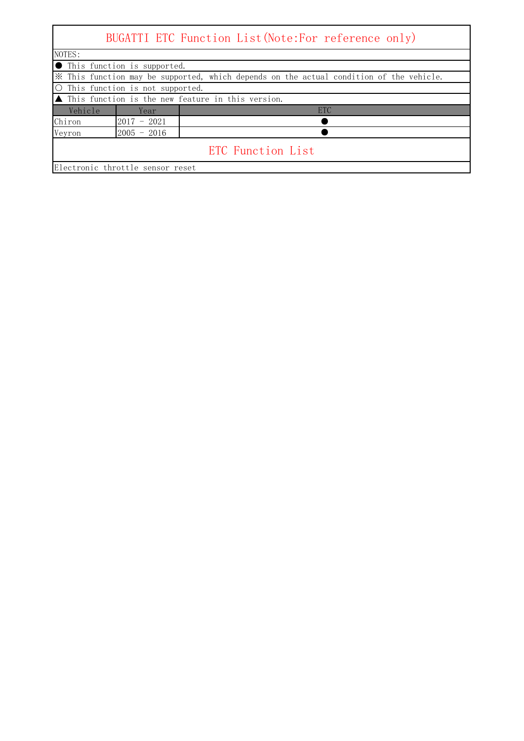# BUGATTI ETC Function List(Note:For reference only)

NOTES:

● This function is supported.

※ This function may be supported, which depends on the actual condition of the vehicle.

○ This function is not supported.

▲ This function is the new feature in this version.

| Vehicle | Year | ETC |
|---|---|---|
| Chiron | 2017 - 2021 | ● |
| Veyron | 2005 - 2016 | ● |

## ETC Function List

Electronic throttle sensor reset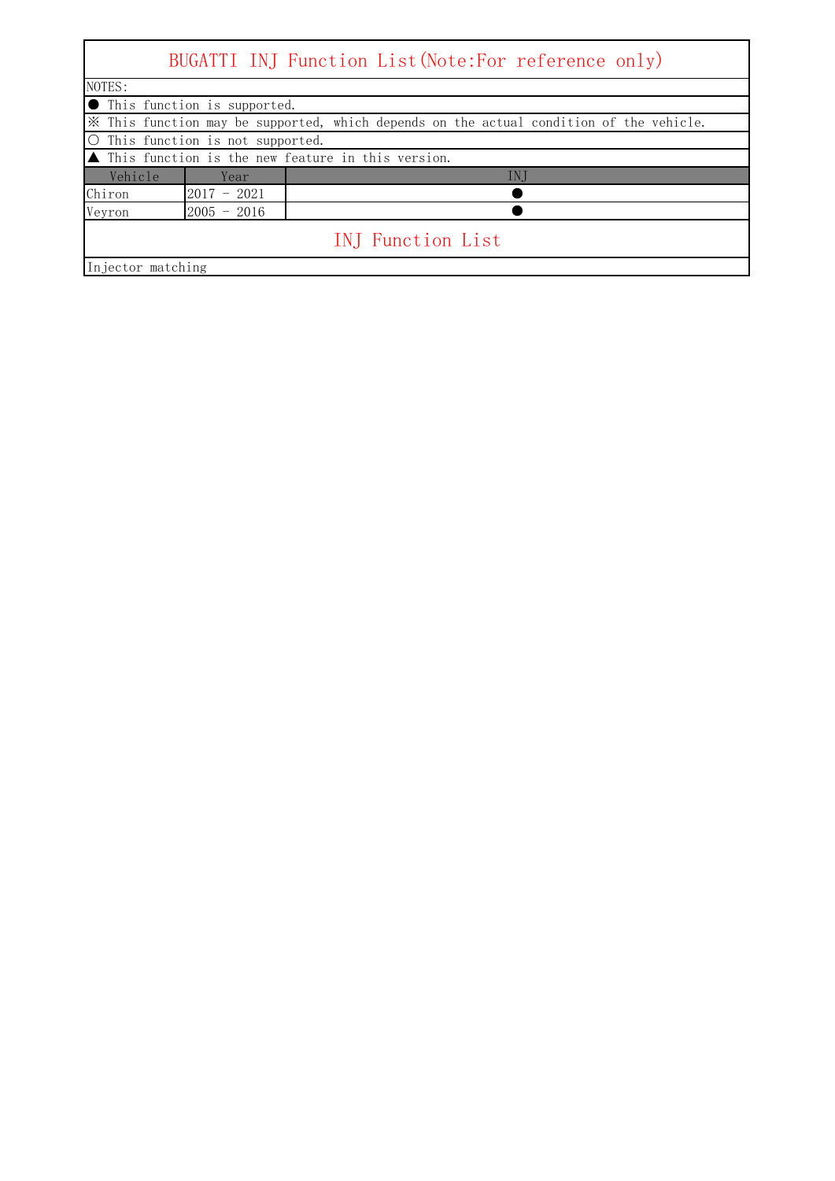# BUGATTI INJ Function List(Note:For reference only)

NOTES:

● This function is supported.

※ This function may be supported, which depends on the actual condition of the vehicle.

○ This function is not supported.

▲ This function is the new feature in this version.

| Vehicle | Year | INJ |
|---|---|---|
| Chiron | 2017 - 2021 | ● |
| Veyron | 2005 - 2016 | ● |

## INJ Function List

Injector matching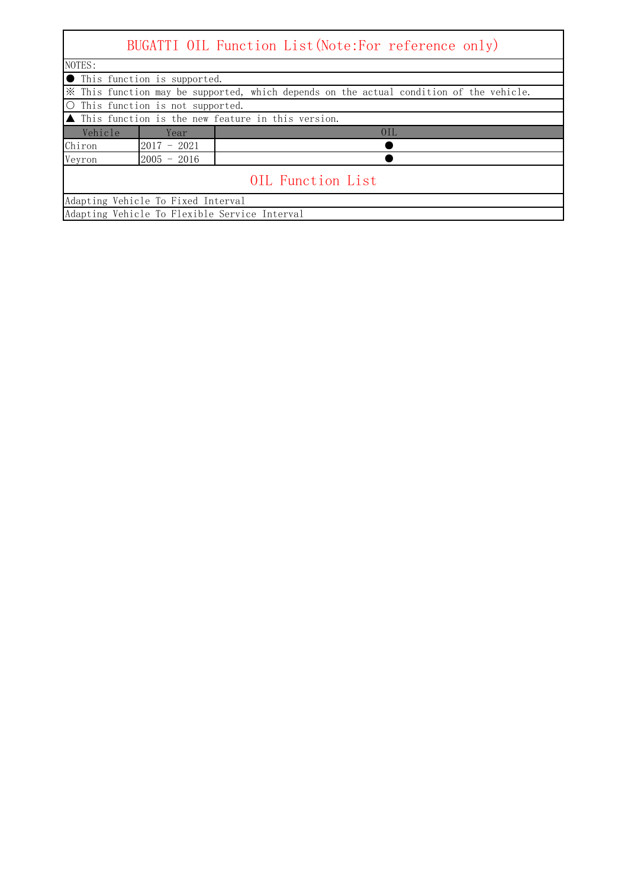# BUGATTI OIL Function List(Note:For reference only)

NOTES:

● This function is supported.

※ This function may be supported, which depends on the actual condition of the vehicle.

○ This function is not supported.

▲ This function is the new feature in this version.

| Vehicle | Year | OIL |
|---|---|---|
| Chiron | 2017 - 2021 | ● |
| Veyron | 2005 - 2016 | ● |

## OIL Function List

- Adapting Vehicle To Fixed Interval
- Adapting Vehicle To Flexible Service Interval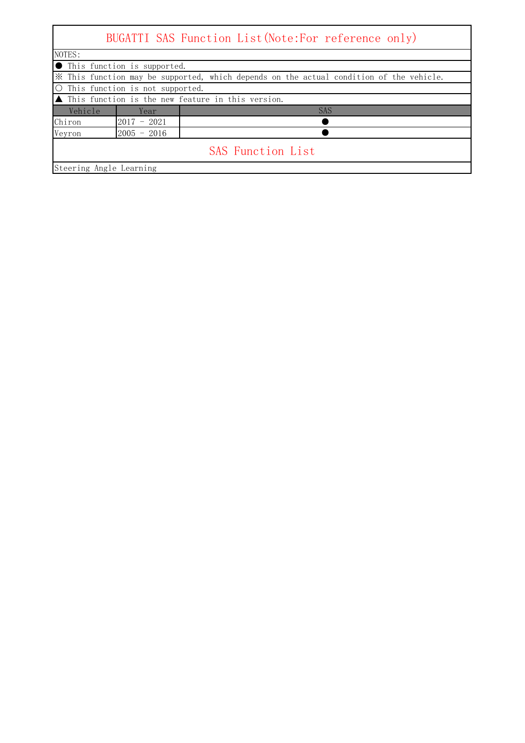# BUGATTI SAS Function List(Note:For reference only)

NOTES:

● This function is supported.

※ This function may be supported, which depends on the actual condition of the vehicle.

○ This function is not supported.

▲ This function is the new feature in this version.

| Vehicle | Year | SAS |
|---|---|---|
| Chiron | 2017 - 2021 | ● |
| Veyron | 2005 - 2016 | ● |

## SAS Function List

Steering Angle Learning